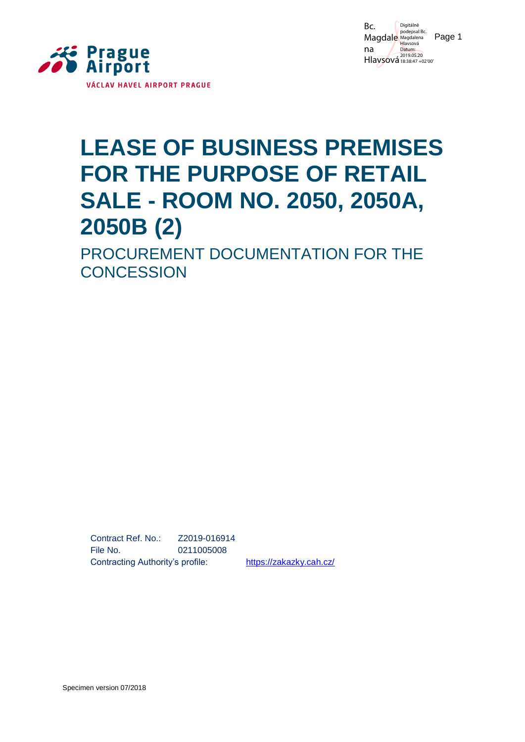# LEASE OF BUSINESS PREMISES FOR THE PURPOSE OF RETAIL SALE - ROOM NO. 2050, 2050A, 2050B (2)

## PROCUREMENT DOCUMENTATION FOR THE CONCESSION

Contract Ref. No.: Z2019-016914
File No. 0211005008
Contracting Authority's profile: https://zakazky.cah.cz/

Specimen version 07/2018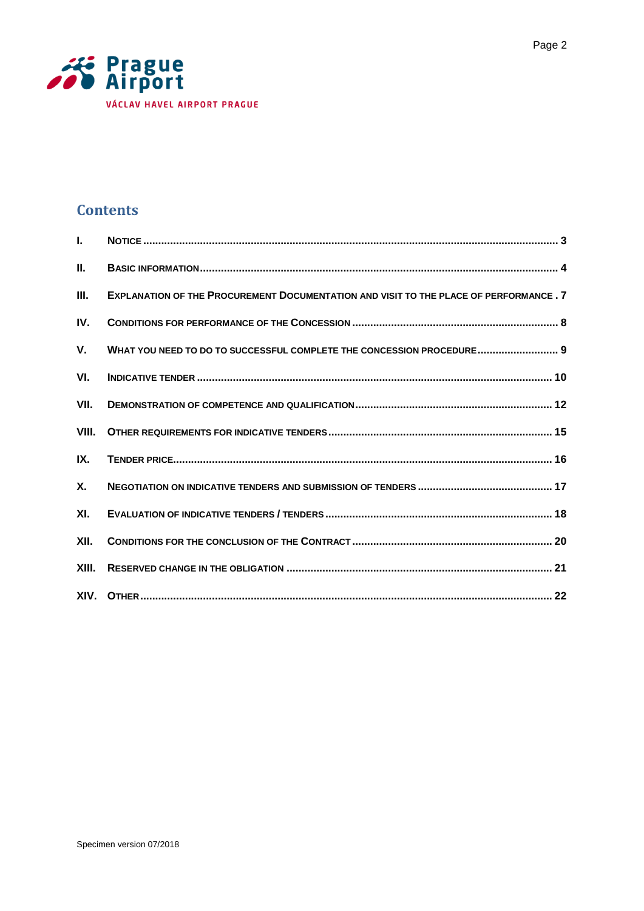## Contents

| | | |
|---|---|---|
| I. | NOTICE | 3 |
| II. | BASIC INFORMATION | 4 |
| III. | EXPLANATION OF THE PROCUREMENT DOCUMENTATION AND VISIT TO THE PLACE OF PERFORMANCE | 7 |
| IV. | CONDITIONS FOR PERFORMANCE OF THE CONCESSION | 8 |
| V. | WHAT YOU NEED TO DO TO SUCCESSFUL COMPLETE THE CONCESSION PROCEDURE | 9 |
| VI. | INDICATIVE TENDER | 10 |
| VII. | DEMONSTRATION OF COMPETENCE AND QUALIFICATION | 12 |
| VIII. | OTHER REQUIREMENTS FOR INDICATIVE TENDERS | 15 |
| IX. | TENDER PRICE | 16 |
| X. | NEGOTIATION ON INDICATIVE TENDERS AND SUBMISSION OF TENDERS | 17 |
| XI. | EVALUATION OF INDICATIVE TENDERS / TENDERS | 18 |
| XII. | CONDITIONS FOR THE CONCLUSION OF THE CONTRACT | 20 |
| XIII. | RESERVED CHANGE IN THE OBLIGATION | 21 |
| XIV. | OTHER | 22 |

Specimen version 07/2018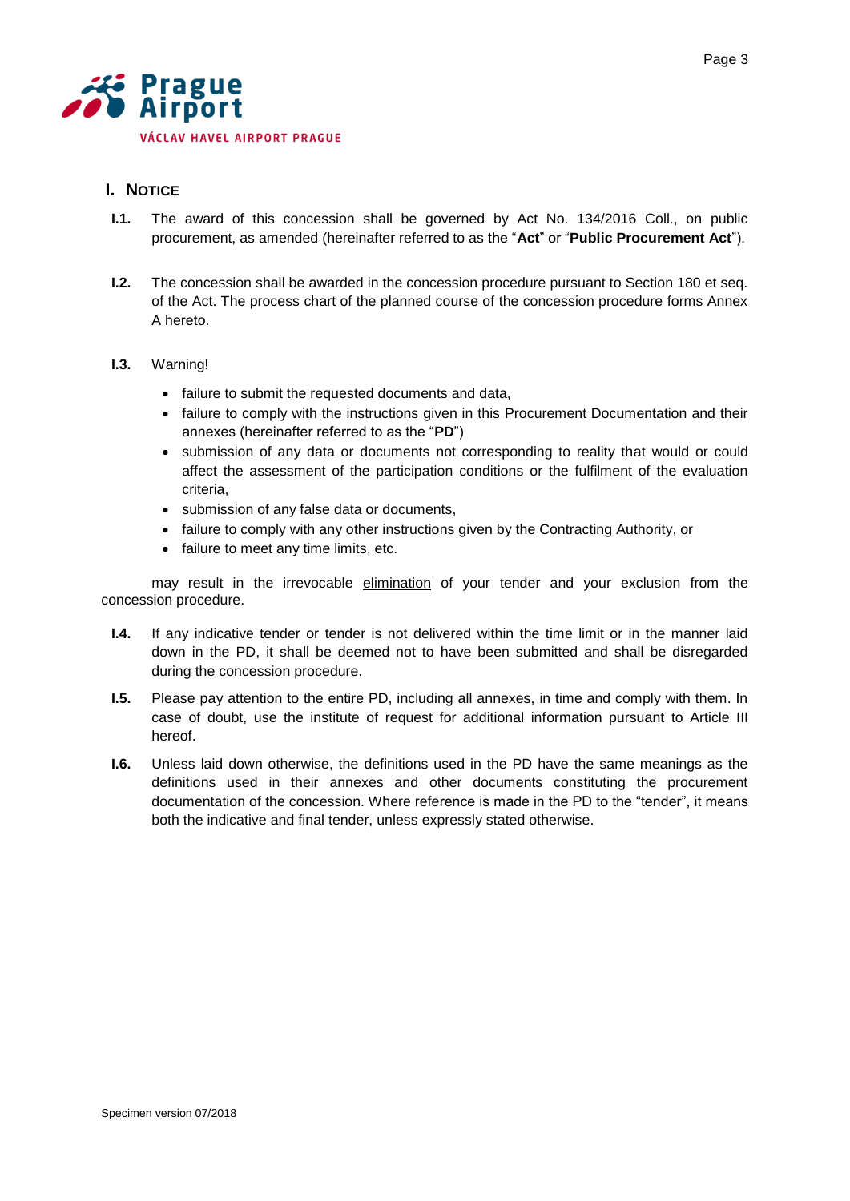## I. NOTICE

**I.1.** The award of this concession shall be governed by Act No. 134/2016 Coll., on public procurement, as amended (hereinafter referred to as the "**Act**" or "**Public Procurement Act**").

**I.2.** The concession shall be awarded in the concession procedure pursuant to Section 180 et seq. of the Act. The process chart of the planned course of the concession procedure forms Annex A hereto.

**I.3.** Warning!

- failure to submit the requested documents and data,
- failure to comply with the instructions given in this Procurement Documentation and their annexes (hereinafter referred to as the "**PD**")
- submission of any data or documents not corresponding to reality that would or could affect the assessment of the participation conditions or the fulfilment of the evaluation criteria,
- submission of any false data or documents,
- failure to comply with any other instructions given by the Contracting Authority, or
- failure to meet any time limits, etc.

may result in the irrevocable elimination of your tender and your exclusion from the concession procedure.

**I.4.** If any indicative tender or tender is not delivered within the time limit or in the manner laid down in the PD, it shall be deemed not to have been submitted and shall be disregarded during the concession procedure.

**I.5.** Please pay attention to the entire PD, including all annexes, in time and comply with them. In case of doubt, use the institute of request for additional information pursuant to Article III hereof.

**I.6.** Unless laid down otherwise, the definitions used in the PD have the same meanings as the definitions used in their annexes and other documents constituting the procurement documentation of the concession. Where reference is made in the PD to the "tender", it means both the indicative and final tender, unless expressly stated otherwise.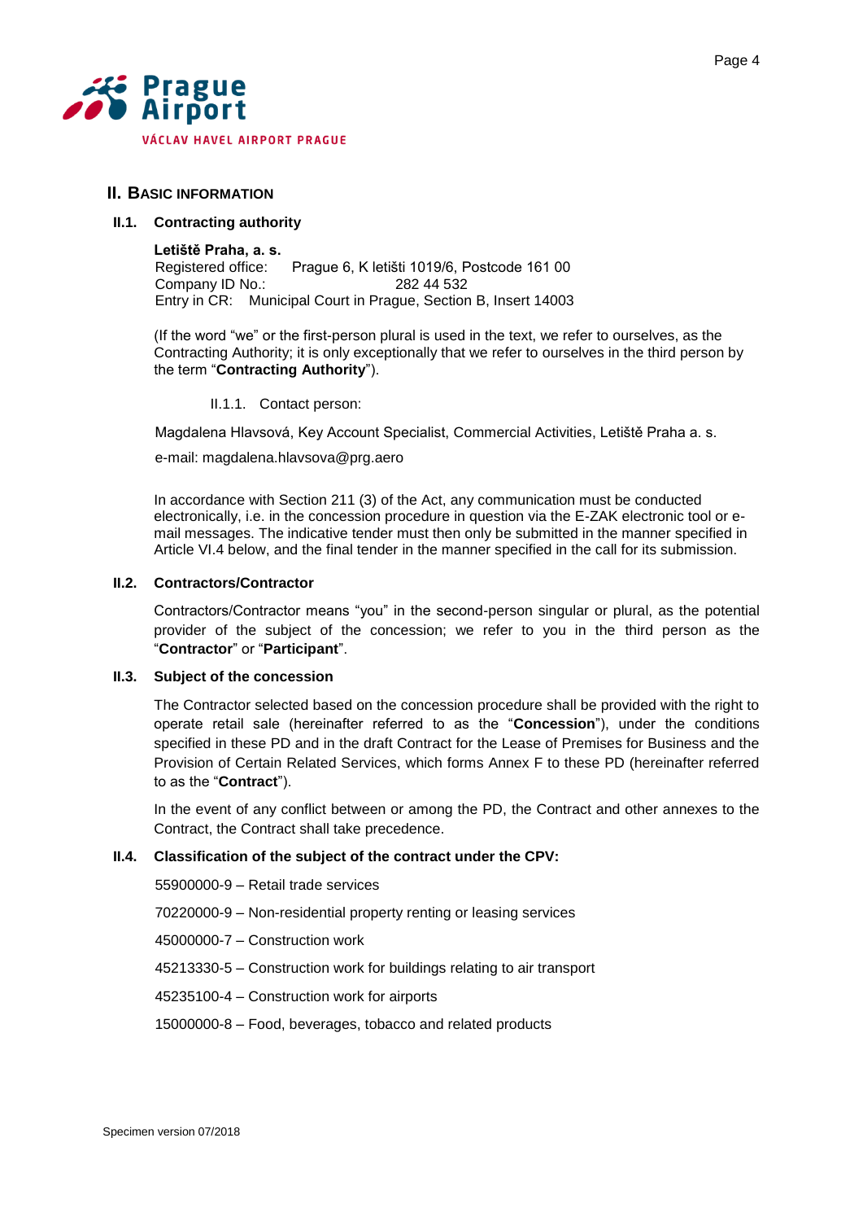## II. Basic information

### II.1. Contracting authority

**Letiště Praha, a. s.**
Registered office: Prague 6, K letišti 1019/6, Postcode 161 00
Company ID No.: 282 44 532
Entry in CR: Municipal Court in Prague, Section B, Insert 14003

(If the word "we" or the first-person plural is used in the text, we refer to ourselves, as the Contracting Authority; it is only exceptionally that we refer to ourselves in the third person by the term "**Contracting Authority**").

II.1.1. Contact person:

Magdalena Hlavsová, Key Account Specialist, Commercial Activities, Letiště Praha a. s.

e-mail: magdalena.hlavsova@prg.aero

In accordance with Section 211 (3) of the Act, any communication must be conducted electronically, i.e. in the concession procedure in question via the E-ZAK electronic tool or e-mail messages. The indicative tender must then only be submitted in the manner specified in Article VI.4 below, and the final tender in the manner specified in the call for its submission.

### II.2. Contractors/Contractor

Contractors/Contractor means "you" in the second-person singular or plural, as the potential provider of the subject of the concession; we refer to you in the third person as the "**Contractor**" or "**Participant**".

### II.3. Subject of the concession

The Contractor selected based on the concession procedure shall be provided with the right to operate retail sale (hereinafter referred to as the "**Concession**"), under the conditions specified in these PD and in the draft Contract for the Lease of Premises for Business and the Provision of Certain Related Services, which forms Annex F to these PD (hereinafter referred to as the "**Contract**").

In the event of any conflict between or among the PD, the Contract and other annexes to the Contract, the Contract shall take precedence.

### II.4. Classification of the subject of the contract under the CPV:

55900000-9 – Retail trade services

70220000-9 – Non-residential property renting or leasing services

45000000-7 – Construction work

45213330-5 – Construction work for buildings relating to air transport

45235100-4 – Construction work for airports

15000000-8 – Food, beverages, tobacco and related products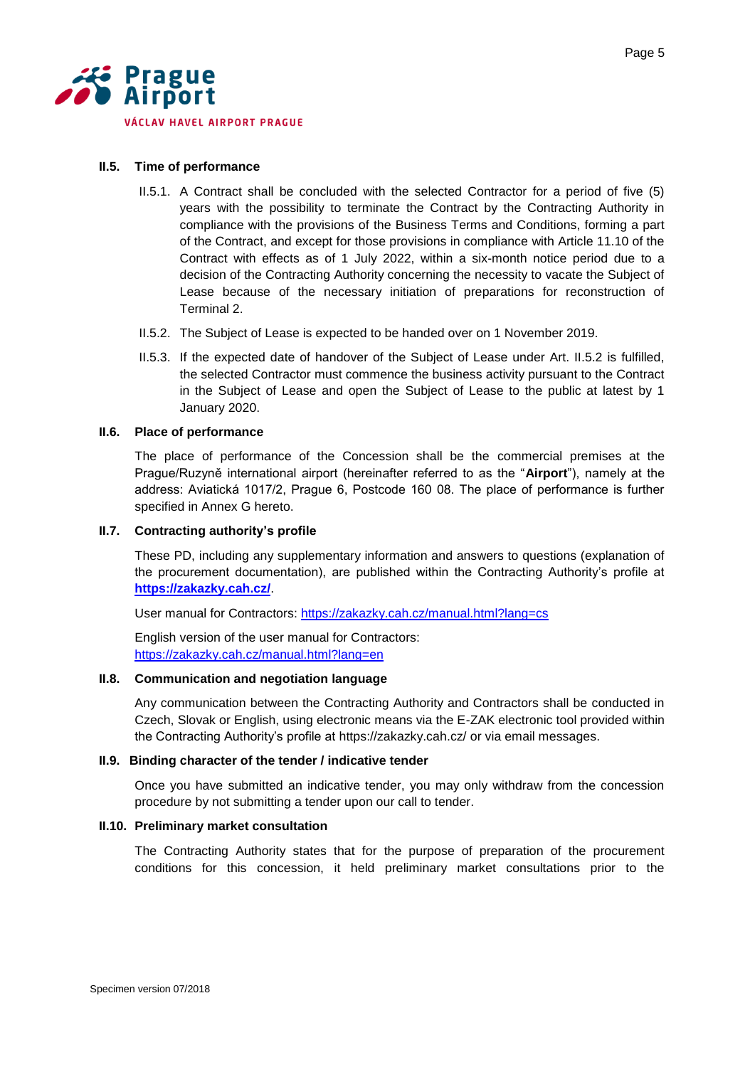### II.5. Time of performance

II.5.1. A Contract shall be concluded with the selected Contractor for a period of five (5) years with the possibility to terminate the Contract by the Contracting Authority in compliance with the provisions of the Business Terms and Conditions, forming a part of the Contract, and except for those provisions in compliance with Article 11.10 of the Contract with effects as of 1 July 2022, within a six-month notice period due to a decision of the Contracting Authority concerning the necessity to vacate the Subject of Lease because of the necessary initiation of preparations for reconstruction of Terminal 2.

II.5.2. The Subject of Lease is expected to be handed over on 1 November 2019.

II.5.3. If the expected date of handover of the Subject of Lease under Art. II.5.2 is fulfilled, the selected Contractor must commence the business activity pursuant to the Contract in the Subject of Lease and open the Subject of Lease to the public at latest by 1 January 2020.

### II.6. Place of performance

The place of performance of the Concession shall be the commercial premises at the Prague/Ruzyně international airport (hereinafter referred to as the "**Airport**"), namely at the address: Aviatická 1017/2, Prague 6, Postcode 160 08. The place of performance is further specified in Annex G hereto.

### II.7. Contracting authority's profile

These PD, including any supplementary information and answers to questions (explanation of the procurement documentation), are published within the Contracting Authority's profile at **https://zakazky.cah.cz/**.

User manual for Contractors: https://zakazky.cah.cz/manual.html?lang=cs

English version of the user manual for Contractors:
https://zakazky.cah.cz/manual.html?lang=en

### II.8. Communication and negotiation language

Any communication between the Contracting Authority and Contractors shall be conducted in Czech, Slovak or English, using electronic means via the E-ZAK electronic tool provided within the Contracting Authority's profile at https://zakazky.cah.cz/ or via email messages.

### II.9. Binding character of the tender / indicative tender

Once you have submitted an indicative tender, you may only withdraw from the concession procedure by not submitting a tender upon our call to tender.

### II.10. Preliminary market consultation

The Contracting Authority states that for the purpose of preparation of the procurement conditions for this concession, it held preliminary market consultations prior to the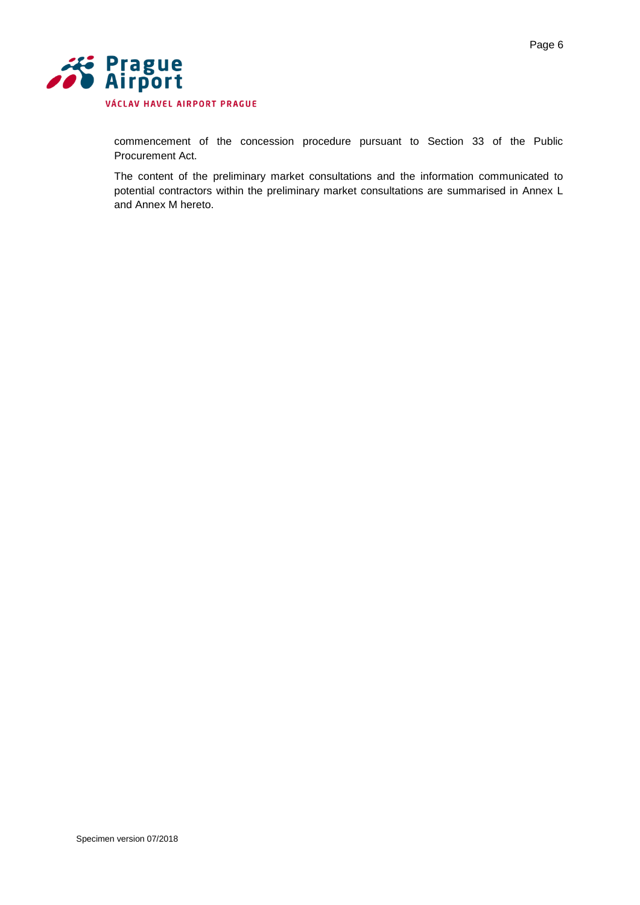commencement of the concession procedure pursuant to Section 33 of the Public Procurement Act.

The content of the preliminary market consultations and the information communicated to potential contractors within the preliminary market consultations are summarised in Annex L and Annex M hereto.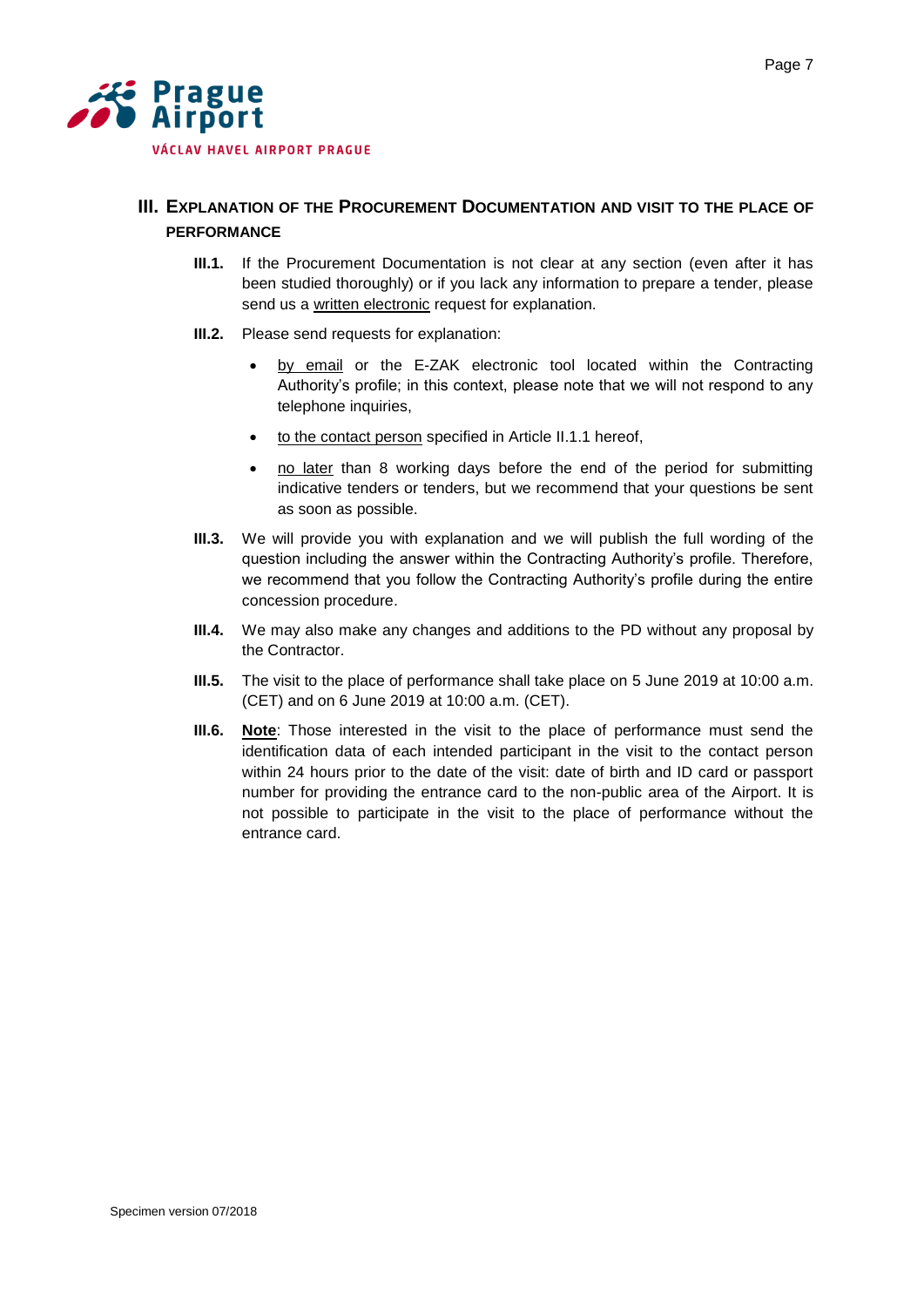## III. Explanation of the Procurement Documentation and visit to the place of performance

**III.1.** If the Procurement Documentation is not clear at any section (even after it has been studied thoroughly) or if you lack any information to prepare a tender, please send us a written electronic request for explanation.

**III.2.** Please send requests for explanation:

- by email or the E-ZAK electronic tool located within the Contracting Authority's profile; in this context, please note that we will not respond to any telephone inquiries,
- to the contact person specified in Article II.1.1 hereof,
- no later than 8 working days before the end of the period for submitting indicative tenders or tenders, but we recommend that your questions be sent as soon as possible.

**III.3.** We will provide you with explanation and we will publish the full wording of the question including the answer within the Contracting Authority's profile. Therefore, we recommend that you follow the Contracting Authority's profile during the entire concession procedure.

**III.4.** We may also make any changes and additions to the PD without any proposal by the Contractor.

**III.5.** The visit to the place of performance shall take place on 5 June 2019 at 10:00 a.m. (CET) and on 6 June 2019 at 10:00 a.m. (CET).

**III.6.** **Note**: Those interested in the visit to the place of performance must send the identification data of each intended participant in the visit to the contact person within 24 hours prior to the date of the visit: date of birth and ID card or passport number for providing the entrance card to the non-public area of the Airport. It is not possible to participate in the visit to the place of performance without the entrance card.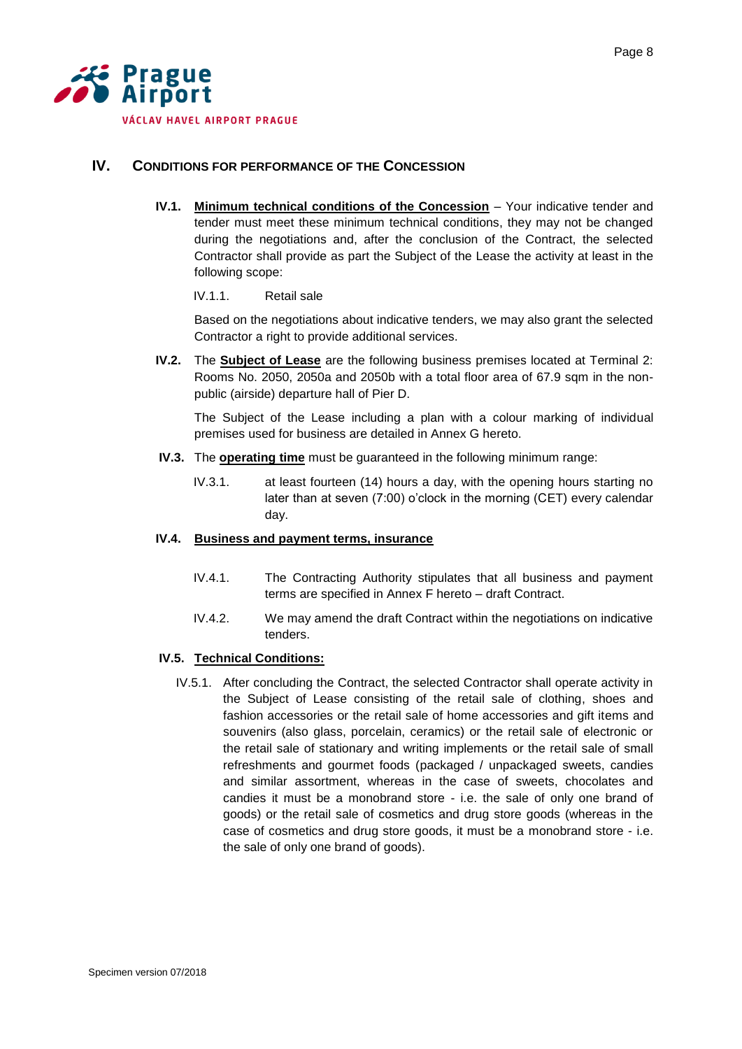## IV. CONDITIONS FOR PERFORMANCE OF THE CONCESSION

**IV.1.** **Minimum technical conditions of the Concession** – Your indicative tender and tender must meet these minimum technical conditions, they may not be changed during the negotiations and, after the conclusion of the Contract, the selected Contractor shall provide as part the Subject of the Lease the activity at least in the following scope:

IV.1.1. Retail sale

Based on the negotiations about indicative tenders, we may also grant the selected Contractor a right to provide additional services.

**IV.2.** The **Subject of Lease** are the following business premises located at Terminal 2: Rooms No. 2050, 2050a and 2050b with a total floor area of 67.9 sqm in the non-public (airside) departure hall of Pier D.

The Subject of the Lease including a plan with a colour marking of individual premises used for business are detailed in Annex G hereto.

**IV.3.** The **operating time** must be guaranteed in the following minimum range:

IV.3.1. at least fourteen (14) hours a day, with the opening hours starting no later than at seven (7:00) o'clock in the morning (CET) every calendar day.

**IV.4.** **Business and payment terms, insurance**

IV.4.1. The Contracting Authority stipulates that all business and payment terms are specified in Annex F hereto – draft Contract.

IV.4.2. We may amend the draft Contract within the negotiations on indicative tenders.

**IV.5.** **Technical Conditions:**

IV.5.1. After concluding the Contract, the selected Contractor shall operate activity in the Subject of Lease consisting of the retail sale of clothing, shoes and fashion accessories or the retail sale of home accessories and gift items and souvenirs (also glass, porcelain, ceramics) or the retail sale of electronic or the retail sale of stationary and writing implements or the retail sale of small refreshments and gourmet foods (packaged / unpackaged sweets, candies and similar assortment, whereas in the case of sweets, chocolates and candies it must be a monobrand store - i.e. the sale of only one brand of goods) or the retail sale of cosmetics and drug store goods (whereas in the case of cosmetics and drug store goods, it must be a monobrand store - i.e. the sale of only one brand of goods).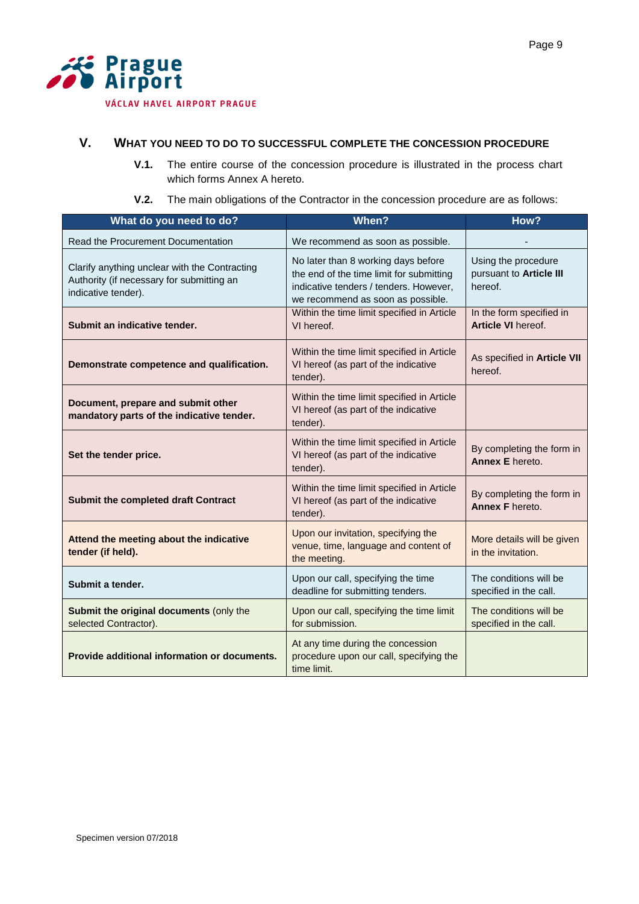## V. WHAT YOU NEED TO DO TO SUCCESSFUL COMPLETE THE CONCESSION PROCEDURE

**V.1.** The entire course of the concession procedure is illustrated in the process chart which forms Annex A hereto.

**V.2.** The main obligations of the Contractor in the concession procedure are as follows:

| What do you need to do? | When? | How? |
|---|---|---|
| Read the Procurement Documentation | We recommend as soon as possible. | - |
| Clarify anything unclear with the Contracting Authority (if necessary for submitting an indicative tender). | No later than 8 working days before the end of the time limit for submitting indicative tenders / tenders. However, we recommend as soon as possible. | Using the procedure pursuant to **Article III** hereof. |
| **Submit an indicative tender.** | Within the time limit specified in Article VI hereof. | In the form specified in **Article VI** hereof. |
| **Demonstrate competence and qualification.** | Within the time limit specified in Article VI hereof (as part of the indicative tender). | As specified in **Article VII** hereof. |
| **Document, prepare and submit other mandatory parts of the indicative tender.** | Within the time limit specified in Article VI hereof (as part of the indicative tender). | |
| **Set the tender price.** | Within the time limit specified in Article VI hereof (as part of the indicative tender). | By completing the form in **Annex E** hereto. |
| **Submit the completed draft Contract** | Within the time limit specified in Article VI hereof (as part of the indicative tender). | By completing the form in **Annex F** hereto. |
| **Attend the meeting about the indicative tender (if held).** | Upon our invitation, specifying the venue, time, language and content of the meeting. | More details will be given in the invitation. |
| **Submit a tender.** | Upon our call, specifying the time deadline for submitting tenders. | The conditions will be specified in the call. |
| **Submit the original documents** (only the selected Contractor). | Upon our call, specifying the time limit for submission. | The conditions will be specified in the call. |
| **Provide additional information or documents.** | At any time during the concession procedure upon our call, specifying the time limit. | |

Specimen version 07/2018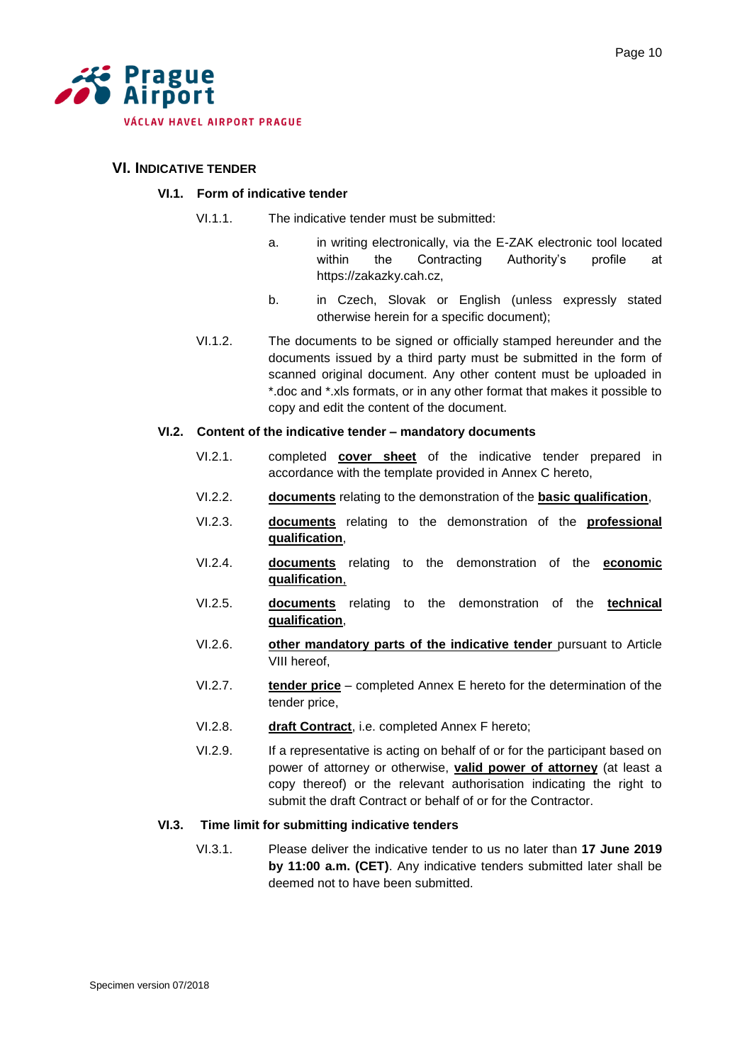## VI. Indicative Tender

### VI.1. Form of indicative tender

VI.1.1. The indicative tender must be submitted:

a. in writing electronically, via the E-ZAK electronic tool located within the Contracting Authority's profile at https://zakazky.cah.cz,

b. in Czech, Slovak or English (unless expressly stated otherwise herein for a specific document);

VI.1.2. The documents to be signed or officially stamped hereunder and the documents issued by a third party must be submitted in the form of scanned original document. Any other content must be uploaded in *.doc and *.xls formats, or in any other format that makes it possible to copy and edit the content of the document.

### VI.2. Content of the indicative tender – mandatory documents

VI.2.1. completed **cover sheet** of the indicative tender prepared in accordance with the template provided in Annex C hereto,

VI.2.2. **documents** relating to the demonstration of the **basic qualification**,

VI.2.3. **documents** relating to the demonstration of the **professional qualification**,

VI.2.4. **documents** relating to the demonstration of the **economic qualification**,

VI.2.5. **documents** relating to the demonstration of the **technical qualification**,

VI.2.6. **other mandatory parts of the indicative tender** pursuant to Article VIII hereof,

VI.2.7. **tender price** – completed Annex E hereto for the determination of the tender price,

VI.2.8. **draft Contract**, i.e. completed Annex F hereto;

VI.2.9. If a representative is acting on behalf of or for the participant based on power of attorney or otherwise, **valid power of attorney** (at least a copy thereof) or the relevant authorisation indicating the right to submit the draft Contract or behalf of or for the Contractor.

### VI.3. Time limit for submitting indicative tenders

VI.3.1. Please deliver the indicative tender to us no later than **17 June 2019 by 11:00 a.m. (CET)**. Any indicative tenders submitted later shall be deemed not to have been submitted.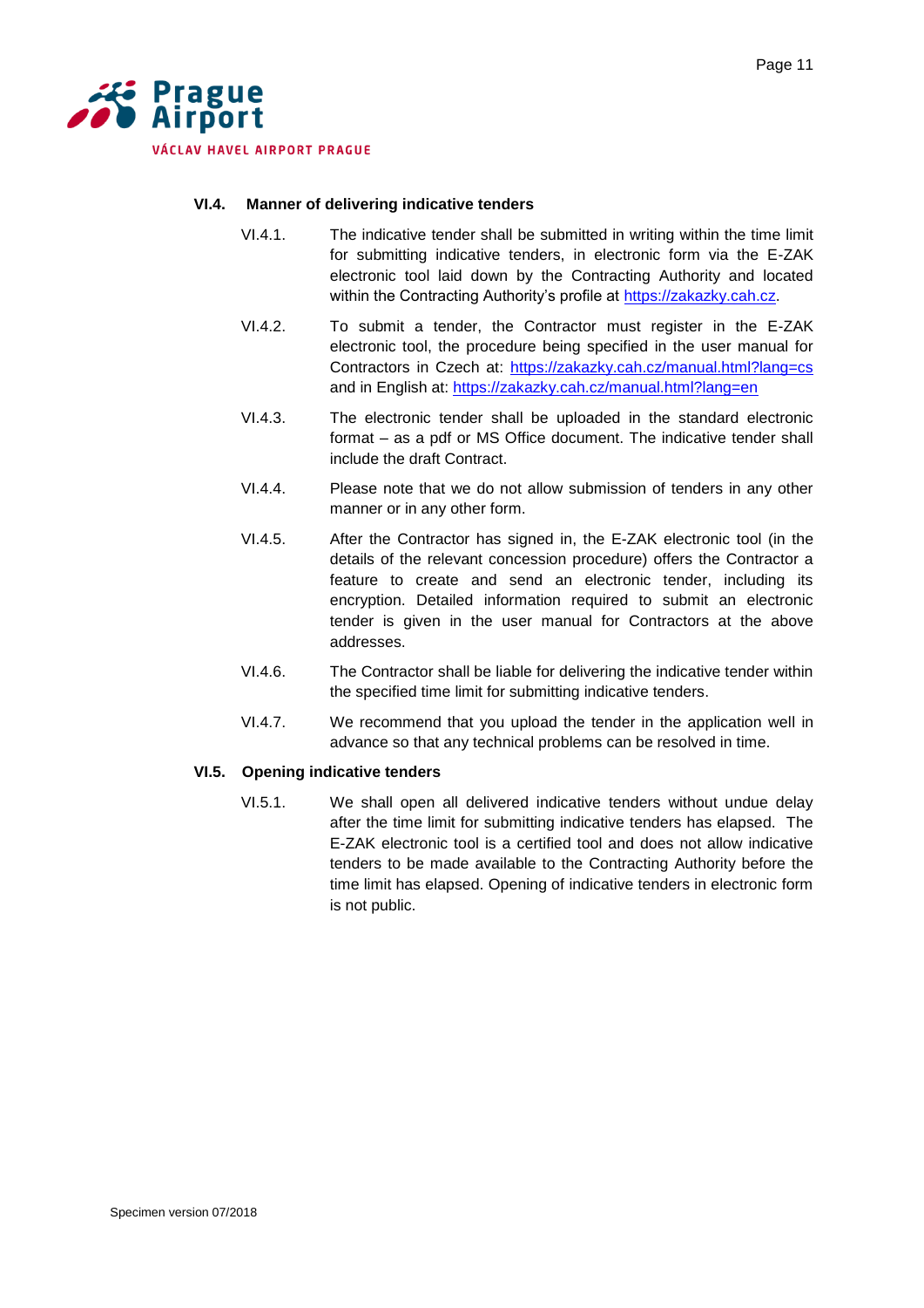### VI.4. Manner of delivering indicative tenders

VI.4.1. The indicative tender shall be submitted in writing within the time limit for submitting indicative tenders, in electronic form via the E-ZAK electronic tool laid down by the Contracting Authority and located within the Contracting Authority's profile at https://zakazky.cah.cz.

VI.4.2. To submit a tender, the Contractor must register in the E-ZAK electronic tool, the procedure being specified in the user manual for Contractors in Czech at: https://zakazky.cah.cz/manual.html?lang=cs and in English at: https://zakazky.cah.cz/manual.html?lang=en

VI.4.3. The electronic tender shall be uploaded in the standard electronic format – as a pdf or MS Office document. The indicative tender shall include the draft Contract.

VI.4.4. Please note that we do not allow submission of tenders in any other manner or in any other form.

VI.4.5. After the Contractor has signed in, the E-ZAK electronic tool (in the details of the relevant concession procedure) offers the Contractor a feature to create and send an electronic tender, including its encryption. Detailed information required to submit an electronic tender is given in the user manual for Contractors at the above addresses.

VI.4.6. The Contractor shall be liable for delivering the indicative tender within the specified time limit for submitting indicative tenders.

VI.4.7. We recommend that you upload the tender in the application well in advance so that any technical problems can be resolved in time.

### VI.5. Opening indicative tenders

VI.5.1. We shall open all delivered indicative tenders without undue delay after the time limit for submitting indicative tenders has elapsed. The E-ZAK electronic tool is a certified tool and does not allow indicative tenders to be made available to the Contracting Authority before the time limit has elapsed. Opening of indicative tenders in electronic form is not public.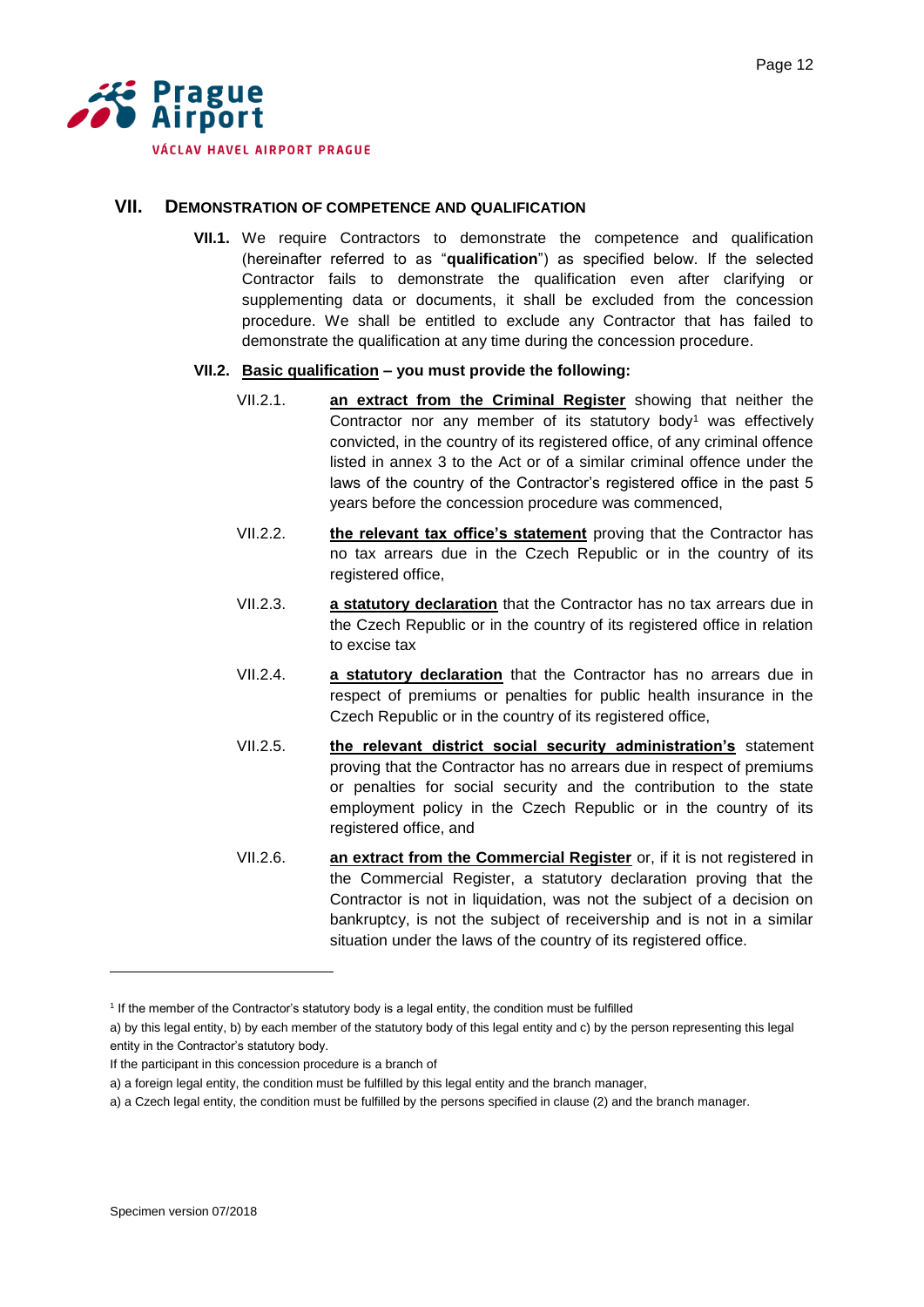## VII. Demonstration of Competence and Qualification

**VII.1.** We require Contractors to demonstrate the competence and qualification (hereinafter referred to as "**qualification**") as specified below. If the selected Contractor fails to demonstrate the qualification even after clarifying or supplementing data or documents, it shall be excluded from the concession procedure. We shall be entitled to exclude any Contractor that has failed to demonstrate the qualification at any time during the concession procedure.

**VII.2. Basic qualification – you must provide the following:**

VII.2.1. **an extract from the Criminal Register** showing that neither the Contractor nor any member of its statutory body[1] was effectively convicted, in the country of its registered office, of any criminal offence listed in annex 3 to the Act or of a similar criminal offence under the laws of the country of the Contractor's registered office in the past 5 years before the concession procedure was commenced,

VII.2.2. **the relevant tax office's statement** proving that the Contractor has no tax arrears due in the Czech Republic or in the country of its registered office,

VII.2.3. **a statutory declaration** that the Contractor has no tax arrears due in the Czech Republic or in the country of its registered office in relation to excise tax

VII.2.4. **a statutory declaration** that the Contractor has no arrears due in respect of premiums or penalties for public health insurance in the Czech Republic or in the country of its registered office,

VII.2.5. **the relevant district social security administration's** statement proving that the Contractor has no arrears due in respect of premiums or penalties for social security and the contribution to the state employment policy in the Czech Republic or in the country of its registered office, and

VII.2.6. **an extract from the Commercial Register** or, if it is not registered in the Commercial Register, a statutory declaration proving that the Contractor is not in liquidation, was not the subject of a decision on bankruptcy, is not the subject of receivership and is not in a similar situation under the laws of the country of its registered office.

---

[1] If the member of the Contractor's statutory body is a legal entity, the condition must be fulfilled

a) by this legal entity, b) by each member of the statutory body of this legal entity and c) by the person representing this legal entity in the Contractor's statutory body.

If the participant in this concession procedure is a branch of

a) a foreign legal entity, the condition must be fulfilled by this legal entity and the branch manager,

a) a Czech legal entity, the condition must be fulfilled by the persons specified in clause (2) and the branch manager.

Specimen version 07/2018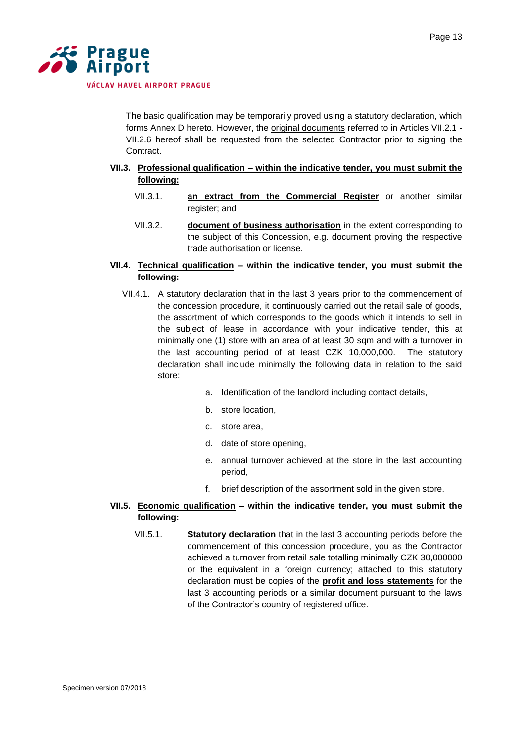The basic qualification may be temporarily proved using a statutory declaration, which forms Annex D hereto. However, the original documents referred to in Articles VII.2.1 - VII.2.6 hereof shall be requested from the selected Contractor prior to signing the Contract.

**VII.3. Professional qualification – within the indicative tender, you must submit the following:**

VII.3.1. **an extract from the Commercial Register** or another similar register; and

VII.3.2. **document of business authorisation** in the extent corresponding to the subject of this Concession, e.g. document proving the respective trade authorisation or license.

**VII.4. Technical qualification – within the indicative tender, you must submit the following:**

VII.4.1. A statutory declaration that in the last 3 years prior to the commencement of the concession procedure, it continuously carried out the retail sale of goods, the assortment of which corresponds to the goods which it intends to sell in the subject of lease in accordance with your indicative tender, this at minimally one (1) store with an area of at least 30 sqm and with a turnover in the last accounting period of at least CZK 10,000,000. The statutory declaration shall include minimally the following data in relation to the said store:

a. Identification of the landlord including contact details,

b. store location,

c. store area,

d. date of store opening,

e. annual turnover achieved at the store in the last accounting period,

f. brief description of the assortment sold in the given store.

**VII.5. Economic qualification – within the indicative tender, you must submit the following:**

VII.5.1. **Statutory declaration** that in the last 3 accounting periods before the commencement of this concession procedure, you as the Contractor achieved a turnover from retail sale totalling minimally CZK 30,000000 or the equivalent in a foreign currency; attached to this statutory declaration must be copies of the **profit and loss statements** for the last 3 accounting periods or a similar document pursuant to the laws of the Contractor's country of registered office.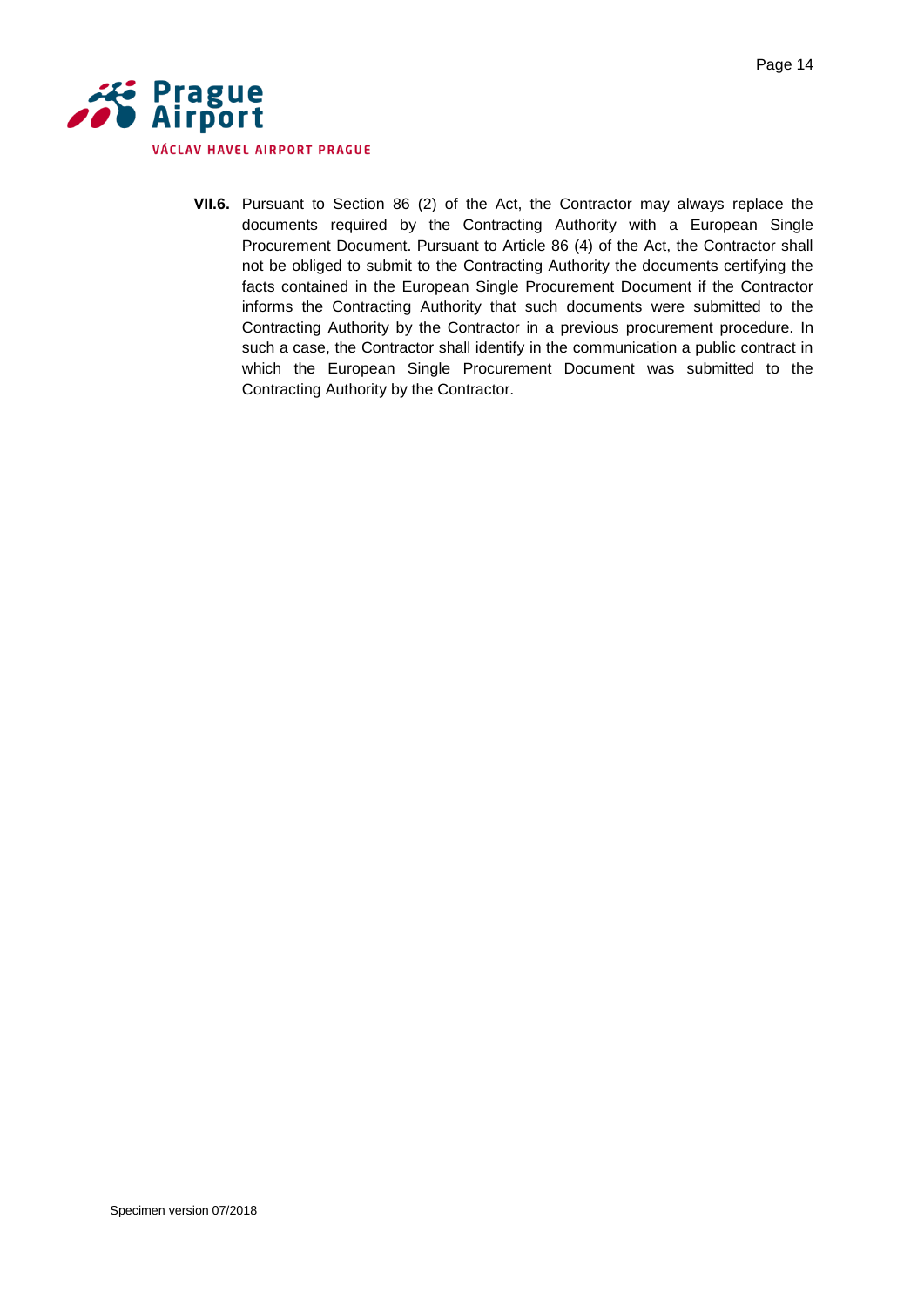**VII.6.** Pursuant to Section 86 (2) of the Act, the Contractor may always replace the documents required by the Contracting Authority with a European Single Procurement Document. Pursuant to Article 86 (4) of the Act, the Contractor shall not be obliged to submit to the Contracting Authority the documents certifying the facts contained in the European Single Procurement Document if the Contractor informs the Contracting Authority that such documents were submitted to the Contracting Authority by the Contractor in a previous procurement procedure. In such a case, the Contractor shall identify in the communication a public contract in which the European Single Procurement Document was submitted to the Contracting Authority by the Contractor.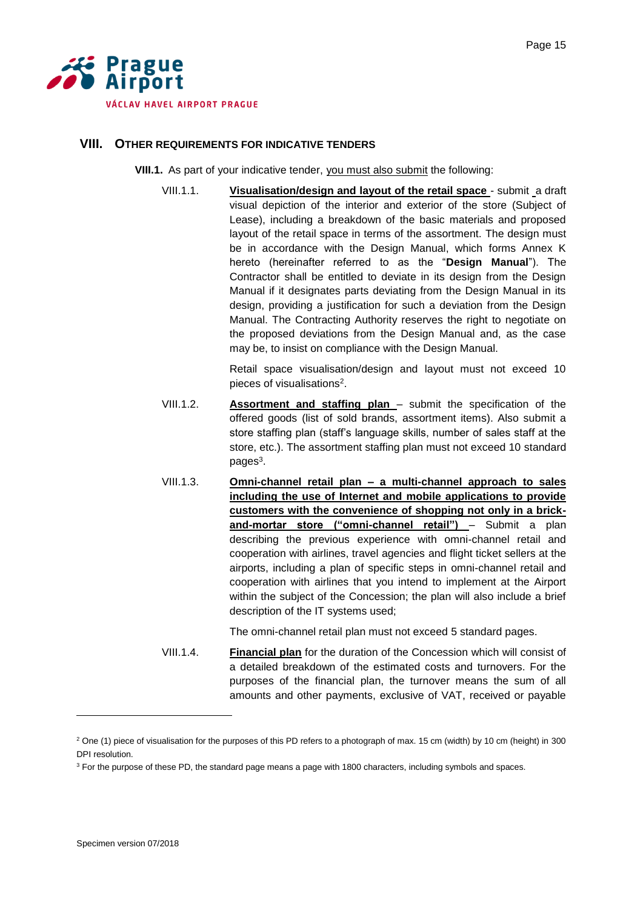## VIII. Other Requirements for Indicative Tenders

**VIII.1.** As part of your indicative tender, you must also submit the following:

VIII.1.1. **Visualisation/design and layout of the retail space** - submit a draft visual depiction of the interior and exterior of the store (Subject of Lease), including a breakdown of the basic materials and proposed layout of the retail space in terms of the assortment. The design must be in accordance with the Design Manual, which forms Annex K hereto (hereinafter referred to as the "**Design Manual**"). The Contractor shall be entitled to deviate in its design from the Design Manual if it designates parts deviating from the Design Manual in its design, providing a justification for such a deviation from the Design Manual. The Contracting Authority reserves the right to negotiate on the proposed deviations from the Design Manual and, as the case may be, to insist on compliance with the Design Manual.

Retail space visualisation/design and layout must not exceed 10 pieces of visualisations[2].

VIII.1.2. **Assortment and staffing plan** – submit the specification of the offered goods (list of sold brands, assortment items). Also submit a store staffing plan (staff's language skills, number of sales staff at the store, etc.). The assortment staffing plan must not exceed 10 standard pages[3].

VIII.1.3. **Omni-channel retail plan – a multi-channel approach to sales including the use of Internet and mobile applications to provide customers with the convenience of shopping not only in a brick-and-mortar store ("omni-channel retail")** – Submit a plan describing the previous experience with omni-channel retail and cooperation with airlines, travel agencies and flight ticket sellers at the airports, including a plan of specific steps in omni-channel retail and cooperation with airlines that you intend to implement at the Airport within the subject of the Concession; the plan will also include a brief description of the IT systems used;

The omni-channel retail plan must not exceed 5 standard pages.

VIII.1.4. **Financial plan** for the duration of the Concession which will consist of a detailed breakdown of the estimated costs and turnovers. For the purposes of the financial plan, the turnover means the sum of all amounts and other payments, exclusive of VAT, received or payable

---

[2] One (1) piece of visualisation for the purposes of this PD refers to a photograph of max. 15 cm (width) by 10 cm (height) in 300 DPI resolution.

[3] For the purpose of these PD, the standard page means a page with 1800 characters, including symbols and spaces.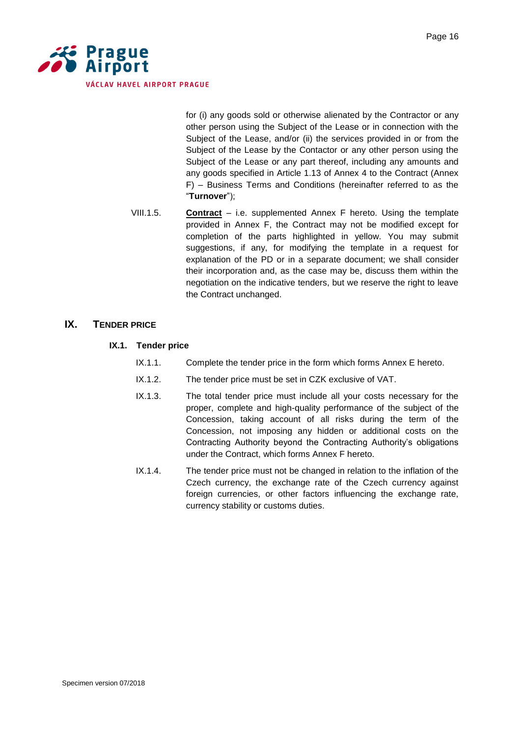for (i) any goods sold or otherwise alienated by the Contractor or any other person using the Subject of the Lease or in connection with the Subject of the Lease, and/or (ii) the services provided in or from the Subject of the Lease by the Contactor or any other person using the Subject of the Lease or any part thereof, including any amounts and any goods specified in Article 1.13 of Annex 4 to the Contract (Annex F) – Business Terms and Conditions (hereinafter referred to as the "**Turnover**");

VIII.1.5. **Contract** – i.e. supplemented Annex F hereto. Using the template provided in Annex F, the Contract may not be modified except for completion of the parts highlighted in yellow. You may submit suggestions, if any, for modifying the template in a request for explanation of the PD or in a separate document; we shall consider their incorporation and, as the case may be, discuss them within the negotiation on the indicative tenders, but we reserve the right to leave the Contract unchanged.

# IX. TENDER PRICE

## IX.1. Tender price

IX.1.1. Complete the tender price in the form which forms Annex E hereto.

IX.1.2. The tender price must be set in CZK exclusive of VAT.

IX.1.3. The total tender price must include all your costs necessary for the proper, complete and high-quality performance of the subject of the Concession, taking account of all risks during the term of the Concession, not imposing any hidden or additional costs on the Contracting Authority beyond the Contracting Authority's obligations under the Contract, which forms Annex F hereto.

IX.1.4. The tender price must not be changed in relation to the inflation of the Czech currency, the exchange rate of the Czech currency against foreign currencies, or other factors influencing the exchange rate, currency stability or customs duties.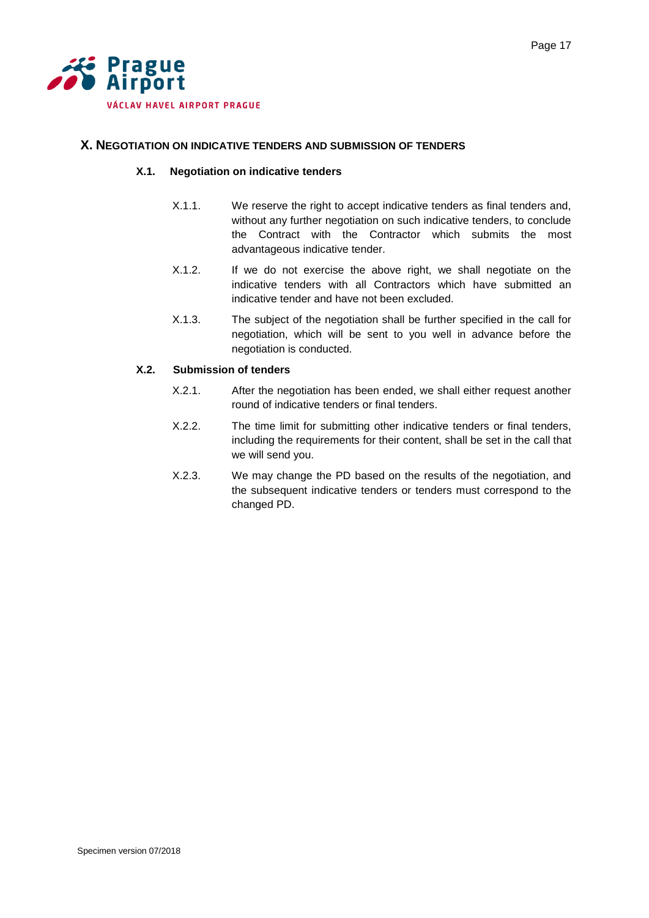## X. NEGOTIATION ON INDICATIVE TENDERS AND SUBMISSION OF TENDERS

### X.1. Negotiation on indicative tenders

X.1.1. We reserve the right to accept indicative tenders as final tenders and, without any further negotiation on such indicative tenders, to conclude the Contract with the Contractor which submits the most advantageous indicative tender.

X.1.2. If we do not exercise the above right, we shall negotiate on the indicative tenders with all Contractors which have submitted an indicative tender and have not been excluded.

X.1.3. The subject of the negotiation shall be further specified in the call for negotiation, which will be sent to you well in advance before the negotiation is conducted.

### X.2. Submission of tenders

X.2.1. After the negotiation has been ended, we shall either request another round of indicative tenders or final tenders.

X.2.2. The time limit for submitting other indicative tenders or final tenders, including the requirements for their content, shall be set in the call that we will send you.

X.2.3. We may change the PD based on the results of the negotiation, and the subsequent indicative tenders or tenders must correspond to the changed PD.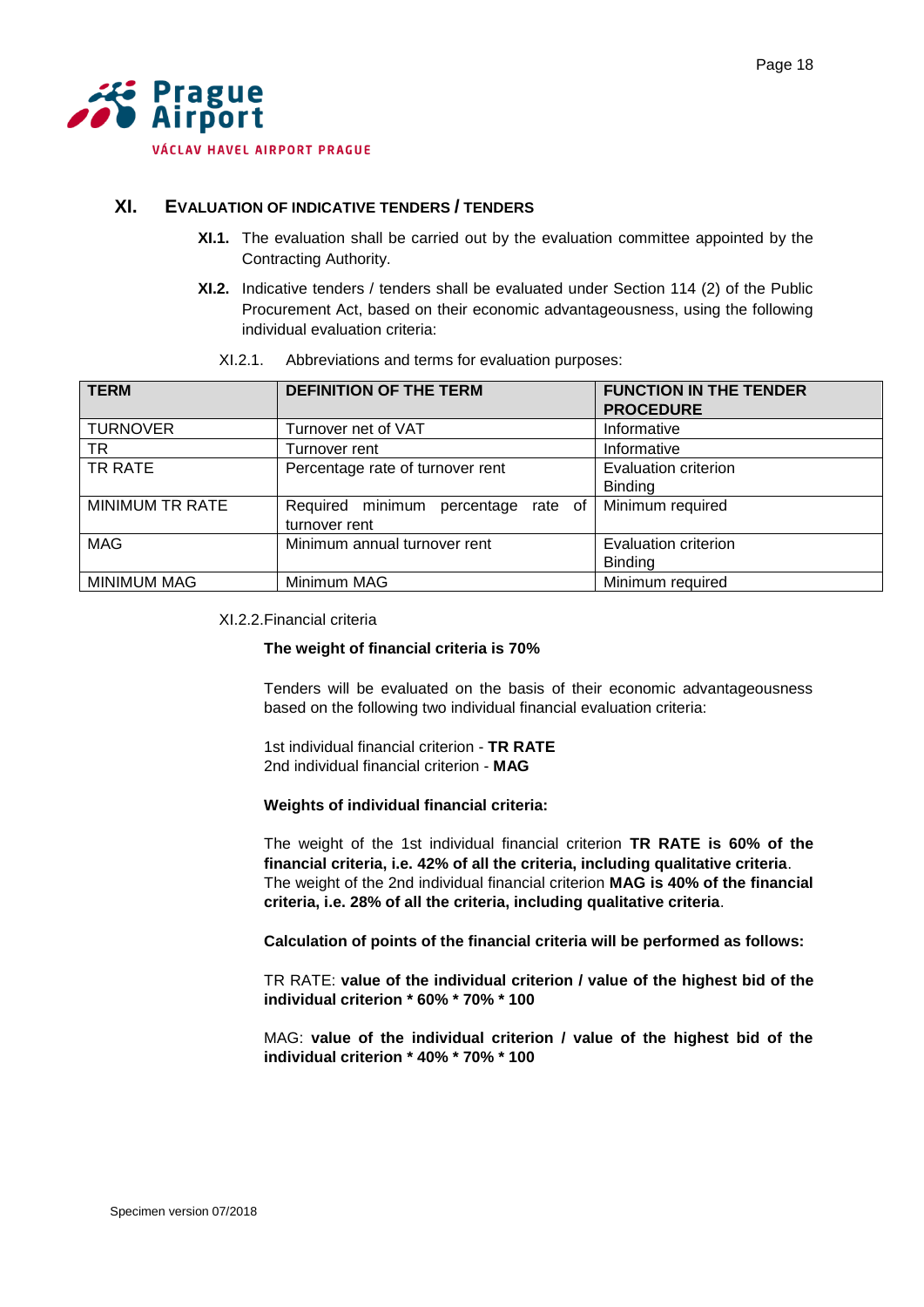## XI. EVALUATION OF INDICATIVE TENDERS / TENDERS

**XI.1.** The evaluation shall be carried out by the evaluation committee appointed by the Contracting Authority.

**XI.2.** Indicative tenders / tenders shall be evaluated under Section 114 (2) of the Public Procurement Act, based on their economic advantageousness, using the following individual evaluation criteria:

XI.2.1. Abbreviations and terms for evaluation purposes:

| TERM | DEFINITION OF THE TERM | FUNCTION IN THE TENDER PROCEDURE |
|---|---|---|
| TURNOVER | Turnover net of VAT | Informative |
| TR | Turnover rent | Informative |
| TR RATE | Percentage rate of turnover rent | Evaluation criterion Binding |
| MINIMUM TR RATE | Required minimum percentage rate of turnover rent | Minimum required |
| MAG | Minimum annual turnover rent | Evaluation criterion Binding |
| MINIMUM MAG | Minimum MAG | Minimum required |

XI.2.2. Financial criteria

**The weight of financial criteria is 70%**

Tenders will be evaluated on the basis of their economic advantageousness based on the following two individual financial evaluation criteria:

1st individual financial criterion - **TR RATE**
2nd individual financial criterion - **MAG**

**Weights of individual financial criteria:**

The weight of the 1st individual financial criterion **TR RATE is 60% of the financial criteria, i.e. 42% of all the criteria, including qualitative criteria**. The weight of the 2nd individual financial criterion **MAG is 40% of the financial criteria, i.e. 28% of all the criteria, including qualitative criteria**.

**Calculation of points of the financial criteria will be performed as follows:**

TR RATE: **value of the individual criterion / value of the highest bid of the individual criterion * 60% * 70% * 100**

MAG: **value of the individual criterion / value of the highest bid of the individual criterion * 40% * 70% * 100**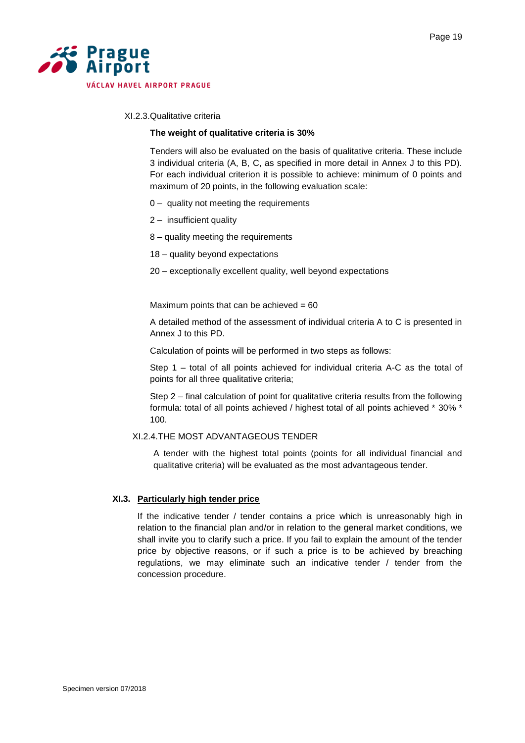XI.2.3.Qualitative criteria

**The weight of qualitative criteria is 30%**

Tenders will also be evaluated on the basis of qualitative criteria. These include 3 individual criteria (A, B, C, as specified in more detail in Annex J to this PD). For each individual criterion it is possible to achieve: minimum of 0 points and maximum of 20 points, in the following evaluation scale:

0 – quality not meeting the requirements

2 – insufficient quality

8 – quality meeting the requirements

18 – quality beyond expectations

20 – exceptionally excellent quality, well beyond expectations

Maximum points that can be achieved = 60

A detailed method of the assessment of individual criteria A to C is presented in Annex J to this PD.

Calculation of points will be performed in two steps as follows:

Step 1 – total of all points achieved for individual criteria A-C as the total of points for all three qualitative criteria;

Step 2 – final calculation of point for qualitative criteria results from the following formula: total of all points achieved / highest total of all points achieved * 30% * 100.

XI.2.4.THE MOST ADVANTAGEOUS TENDER

A tender with the highest total points (points for all individual financial and qualitative criteria) will be evaluated as the most advantageous tender.

## XI.3. Particularly high tender price

If the indicative tender / tender contains a price which is unreasonably high in relation to the financial plan and/or in relation to the general market conditions, we shall invite you to clarify such a price. If you fail to explain the amount of the tender price by objective reasons, or if such a price is to be achieved by breaching regulations, we may eliminate such an indicative tender / tender from the concession procedure.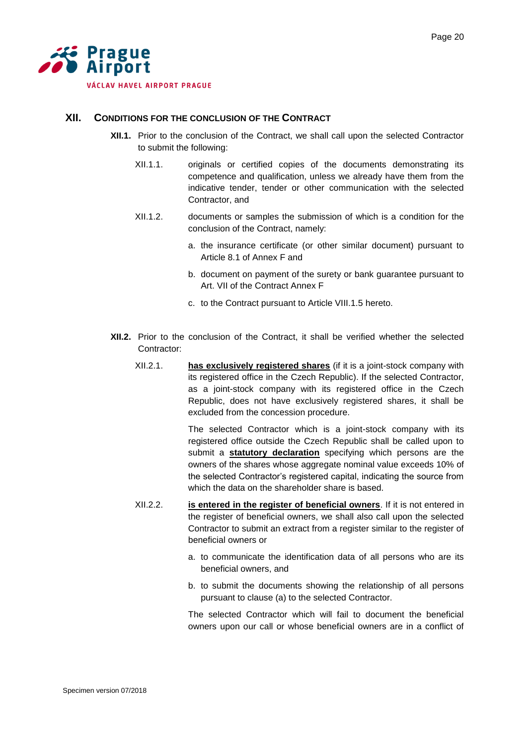## XII. CONDITIONS FOR THE CONCLUSION OF THE CONTRACT

**XII.1.** Prior to the conclusion of the Contract, we shall call upon the selected Contractor to submit the following:

XII.1.1. originals or certified copies of the documents demonstrating its competence and qualification, unless we already have them from the indicative tender, tender or other communication with the selected Contractor, and

XII.1.2. documents or samples the submission of which is a condition for the conclusion of the Contract, namely:

a. the insurance certificate (or other similar document) pursuant to Article 8.1 of Annex F and

b. document on payment of the surety or bank guarantee pursuant to Art. VII of the Contract Annex F

c. to the Contract pursuant to Article VIII.1.5 hereto.

**XII.2.** Prior to the conclusion of the Contract, it shall be verified whether the selected Contractor:

XII.2.1. **has exclusively registered shares** (if it is a joint-stock company with its registered office in the Czech Republic). If the selected Contractor, as a joint-stock company with its registered office in the Czech Republic, does not have exclusively registered shares, it shall be excluded from the concession procedure.

The selected Contractor which is a joint-stock company with its registered office outside the Czech Republic shall be called upon to submit a **statutory declaration** specifying which persons are the owners of the shares whose aggregate nominal value exceeds 10% of the selected Contractor's registered capital, indicating the source from which the data on the shareholder share is based.

XII.2.2. **is entered in the register of beneficial owners**. If it is not entered in the register of beneficial owners, we shall also call upon the selected Contractor to submit an extract from a register similar to the register of beneficial owners or

a. to communicate the identification data of all persons who are its beneficial owners, and

b. to submit the documents showing the relationship of all persons pursuant to clause (a) to the selected Contractor.

The selected Contractor which will fail to document the beneficial owners upon our call or whose beneficial owners are in a conflict of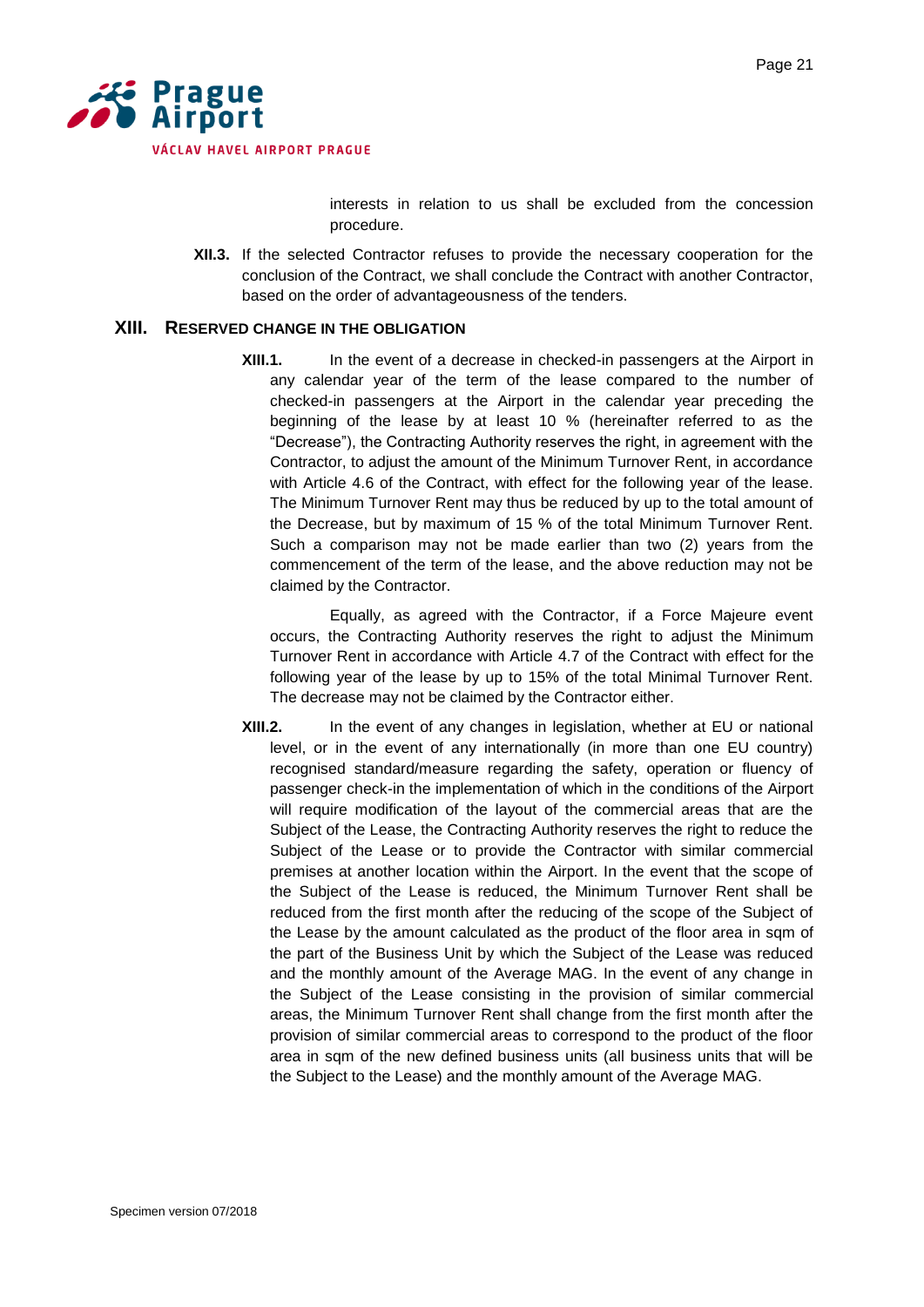interests in relation to us shall be excluded from the concession procedure.

**XII.3.** If the selected Contractor refuses to provide the necessary cooperation for the conclusion of the Contract, we shall conclude the Contract with another Contractor, based on the order of advantageousness of the tenders.

## XIII. RESERVED CHANGE IN THE OBLIGATION

**XIII.1.** In the event of a decrease in checked-in passengers at the Airport in any calendar year of the term of the lease compared to the number of checked-in passengers at the Airport in the calendar year preceding the beginning of the lease by at least 10 % (hereinafter referred to as the "Decrease"), the Contracting Authority reserves the right, in agreement with the Contractor, to adjust the amount of the Minimum Turnover Rent, in accordance with Article 4.6 of the Contract, with effect for the following year of the lease. The Minimum Turnover Rent may thus be reduced by up to the total amount of the Decrease, but by maximum of 15 % of the total Minimum Turnover Rent. Such a comparison may not be made earlier than two (2) years from the commencement of the term of the lease, and the above reduction may not be claimed by the Contractor.

Equally, as agreed with the Contractor, if a Force Majeure event occurs, the Contracting Authority reserves the right to adjust the Minimum Turnover Rent in accordance with Article 4.7 of the Contract with effect for the following year of the lease by up to 15% of the total Minimal Turnover Rent. The decrease may not be claimed by the Contractor either.

**XIII.2.** In the event of any changes in legislation, whether at EU or national level, or in the event of any internationally (in more than one EU country) recognised standard/measure regarding the safety, operation or fluency of passenger check-in the implementation of which in the conditions of the Airport will require modification of the layout of the commercial areas that are the Subject of the Lease, the Contracting Authority reserves the right to reduce the Subject of the Lease or to provide the Contractor with similar commercial premises at another location within the Airport. In the event that the scope of the Subject of the Lease is reduced, the Minimum Turnover Rent shall be reduced from the first month after the reducing of the scope of the Subject of the Lease by the amount calculated as the product of the floor area in sqm of the part of the Business Unit by which the Subject of the Lease was reduced and the monthly amount of the Average MAG. In the event of any change in the Subject of the Lease consisting in the provision of similar commercial areas, the Minimum Turnover Rent shall change from the first month after the provision of similar commercial areas to correspond to the product of the floor area in sqm of the new defined business units (all business units that will be the Subject to the Lease) and the monthly amount of the Average MAG.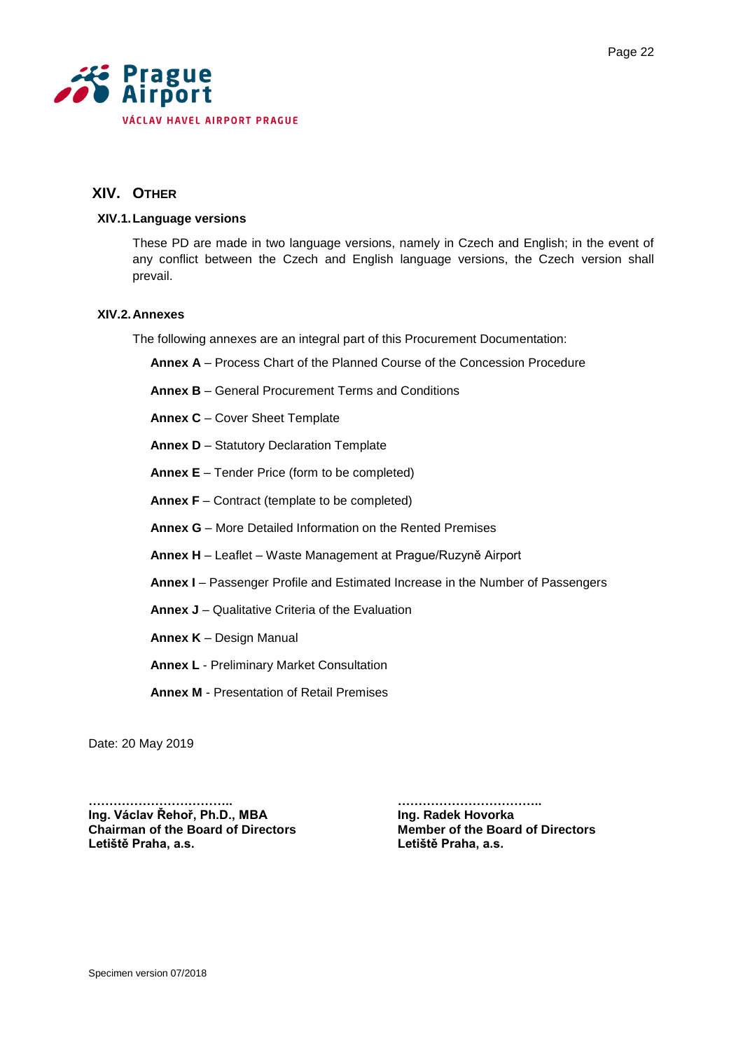## XIV. OTHER

### XIV.1. Language versions

These PD are made in two language versions, namely in Czech and English; in the event of any conflict between the Czech and English language versions, the Czech version shall prevail.

### XIV.2. Annexes

The following annexes are an integral part of this Procurement Documentation:

**Annex A** – Process Chart of the Planned Course of the Concession Procedure

**Annex B** – General Procurement Terms and Conditions

**Annex C** – Cover Sheet Template

**Annex D** – Statutory Declaration Template

**Annex E** – Tender Price (form to be completed)

**Annex F** – Contract (template to be completed)

**Annex G** – More Detailed Information on the Rented Premises

**Annex H** – Leaflet – Waste Management at Prague/Ruzyně Airport

**Annex I** – Passenger Profile and Estimated Increase in the Number of Passengers

**Annex J** – Qualitative Criteria of the Evaluation

**Annex K** – Design Manual

**Annex L** - Preliminary Market Consultation

**Annex M** - Presentation of Retail Premises

Date: 20 May 2019

……………………………..
**Ing. Václav Řehoř, Ph.D., MBA**
**Chairman of the Board of Directors**
**Letiště Praha, a.s.**

……………………………..
**Ing. Radek Hovorka**
**Member of the Board of Directors**
**Letiště Praha, a.s.**

Specimen version 07/2018